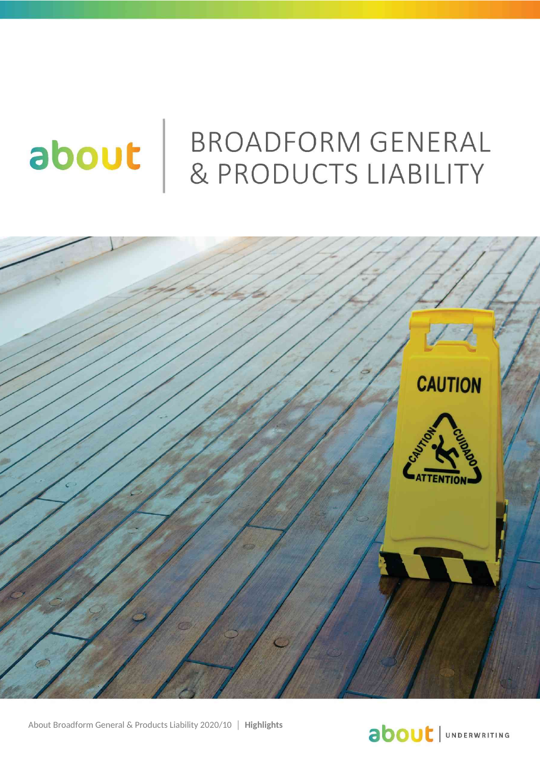about

# BROADFORM GENERAL & PRODUCTS LIABILITY

About Broadform General & Products Liability 2020/10 | **Highlights**

about | UNDERWRITING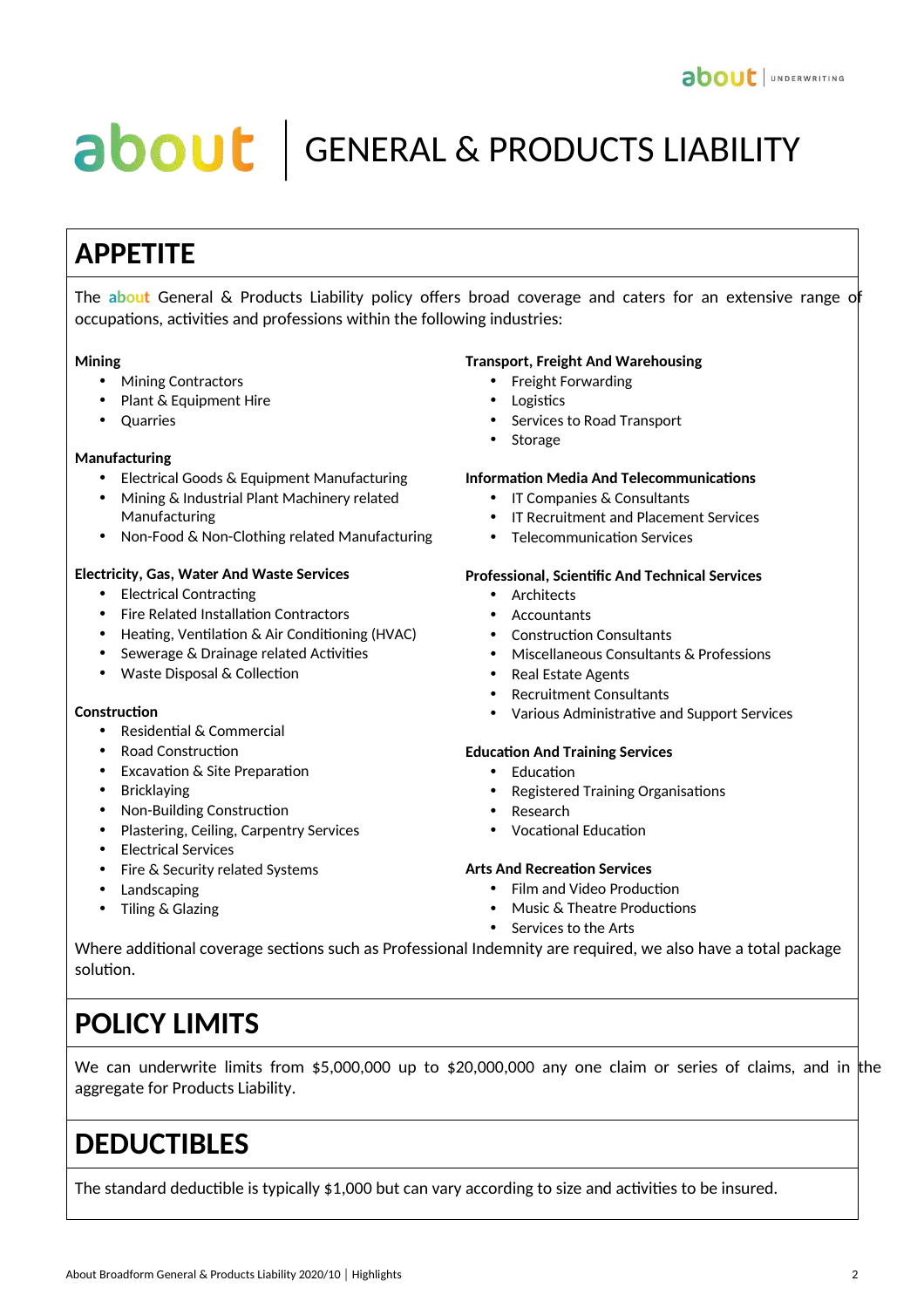# about | GENERAL & PRODUCTS LIABILITY

## APPETITE

The about General & Products Liability policy offers broad coverage and caters for an extensive range of occupations, activities and professions within the following industries:

**Mining**

- Mining Contractors
- Plant & Equipment Hire
- Quarries

**Manufacturing**

- Electrical Goods & Equipment Manufacturing
- Mining & Industrial Plant Machinery related Manufacturing
- Non-Food & Non-Clothing related Manufacturing

**Electricity, Gas, Water And Waste Services**

- Electrical Contracting
- Fire Related Installation Contractors
- Heating, Ventilation & Air Conditioning (HVAC)
- Sewerage & Drainage related Activities
- Waste Disposal & Collection

**Construction**

- Residential & Commercial
- Road Construction
- Excavation & Site Preparation
- Bricklaying
- Non-Building Construction
- Plastering, Ceiling, Carpentry Services
- Electrical Services
- Fire & Security related Systems
- Landscaping
- Tiling & Glazing

**Transport, Freight And Warehousing**

- Freight Forwarding
- Logistics
- Services to Road Transport
- Storage

**Information Media And Telecommunications**

- IT Companies & Consultants
- IT Recruitment and Placement Services
- Telecommunication Services

**Professional, Scientific And Technical Services**

- Architects
- Accountants
- Construction Consultants
- Miscellaneous Consultants & Professions
- Real Estate Agents
- Recruitment Consultants
- Various Administrative and Support Services

**Education And Training Services**

- Education
- Registered Training Organisations
- Research
- Vocational Education

**Arts And Recreation Services**

- Film and Video Production
- Music & Theatre Productions
- Services to the Arts

Where additional coverage sections such as Professional Indemnity are required, we also have a total package solution.

## POLICY LIMITS

We can underwrite limits from $5,000,000 up to $20,000,000 any one claim or series of claims, and in the aggregate for Products Liability.

## DEDUCTIBLES

The standard deductible is typically $1,000 but can vary according to size and activities to be insured.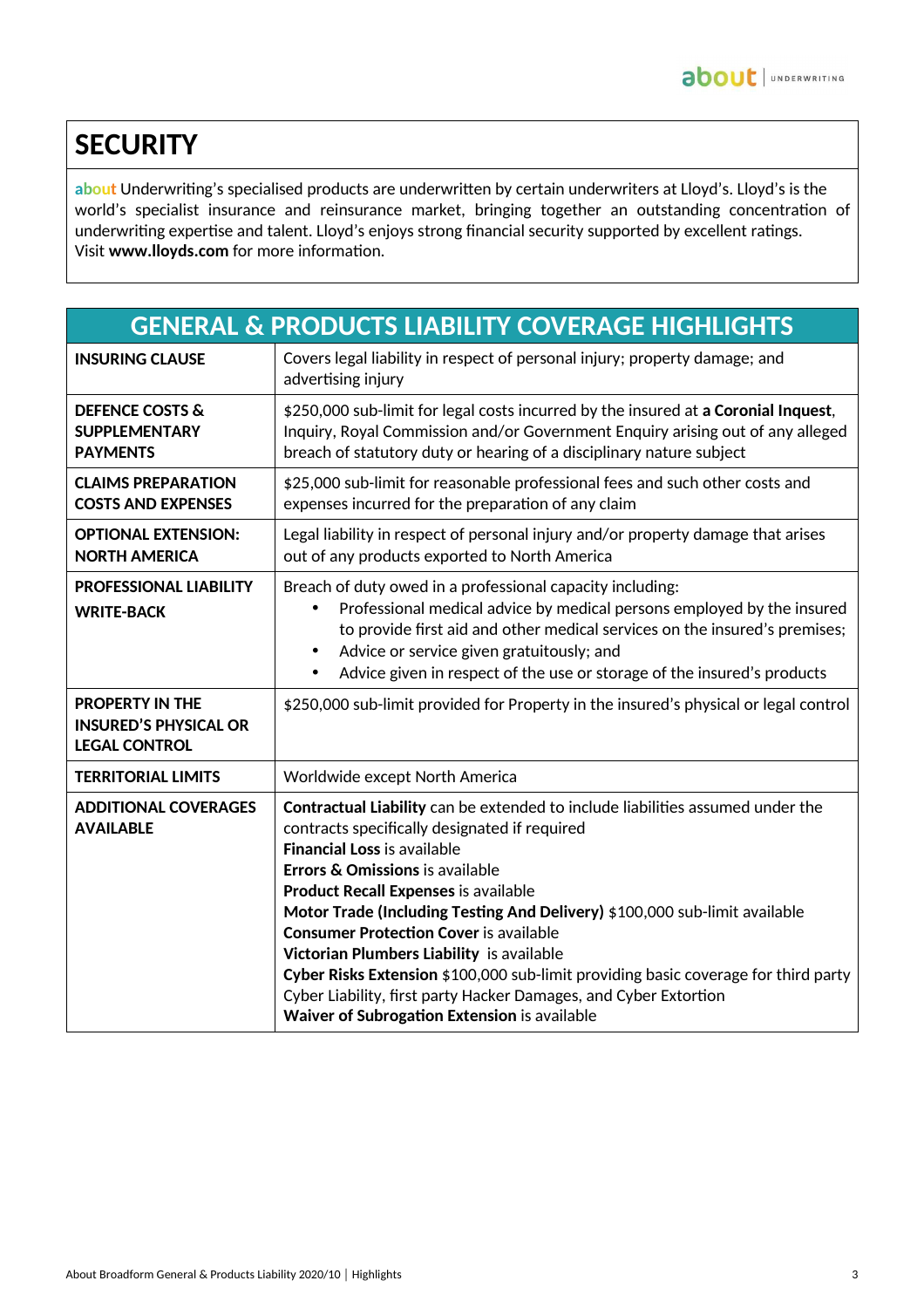## SECURITY

about Underwriting's specialised products are underwritten by certain underwriters at Lloyd's. Lloyd's is the world's specialist insurance and reinsurance market, bringing together an outstanding concentration of underwriting expertise and talent. Lloyd's enjoys strong financial security supported by excellent ratings. Visit **www.lloyds.com** for more information.

| GENERAL & PRODUCTS LIABILITY COVERAGE HIGHLIGHTS | |
|---|---|
| **INSURING CLAUSE** | Covers legal liability in respect of personal injury; property damage; and advertising injury |
| **DEFENCE COSTS & SUPPLEMENTARY PAYMENTS** | $250,000 sub-limit for legal costs incurred by the insured at **a Coronial Inquest**, Inquiry, Royal Commission and/or Government Enquiry arising out of any alleged breach of statutory duty or hearing of a disciplinary nature subject |
| **CLAIMS PREPARATION COSTS AND EXPENSES** | $25,000 sub-limit for reasonable professional fees and such other costs and expenses incurred for the preparation of any claim |
| **OPTIONAL EXTENSION: NORTH AMERICA** | Legal liability in respect of personal injury and/or property damage that arises out of any products exported to North America |
| **PROFESSIONAL LIABILITY WRITE-BACK** | Breach of duty owed in a professional capacity including:<br>• Professional medical advice by medical persons employed by the insured to provide first aid and other medical services on the insured's premises;<br>• Advice or service given gratuitously; and<br>• Advice given in respect of the use or storage of the insured's products |
| **PROPERTY IN THE INSURED'S PHYSICAL OR LEGAL CONTROL** | $250,000 sub-limit provided for Property in the insured's physical or legal control |
| **TERRITORIAL LIMITS** | Worldwide except North America |
| **ADDITIONAL COVERAGES AVAILABLE** | **Contractual Liability** can be extended to include liabilities assumed under the contracts specifically designated if required<br>**Financial Loss** is available<br>**Errors & Omissions** is available<br>**Product Recall Expenses** is available<br>**Motor Trade (Including Testing And Delivery)** $100,000 sub-limit available<br>**Consumer Protection Cover** is available<br>**Victorian Plumbers Liability** is available<br>**Cyber Risks Extension** $100,000 sub-limit providing basic coverage for third party Cyber Liability, first party Hacker Damages, and Cyber Extortion<br>**Waiver of Subrogation Extension** is available |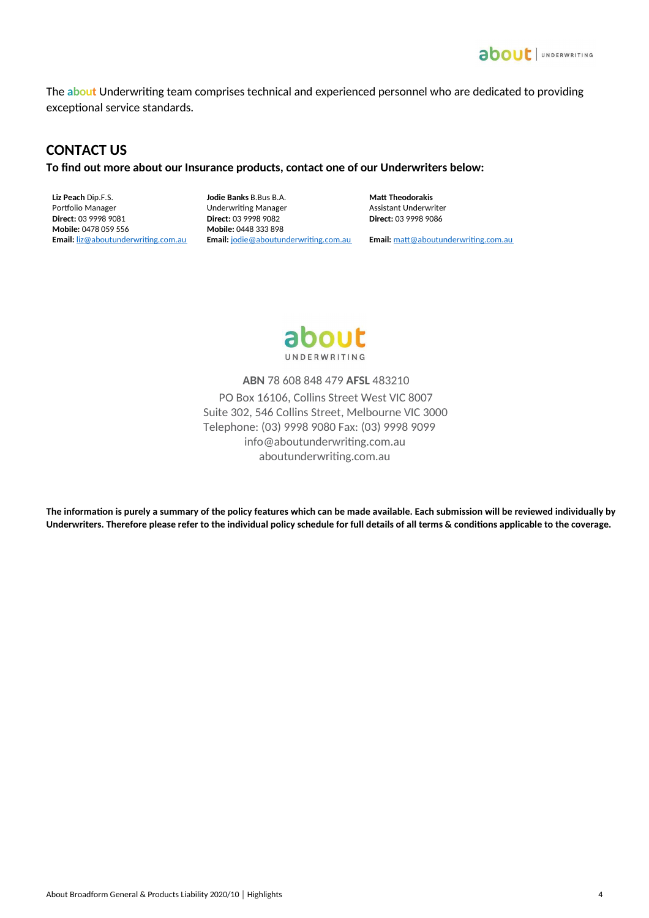The **about** Underwriting team comprises technical and experienced personnel who are dedicated to providing exceptional service standards.

## CONTACT US

**To find out more about our Insurance products, contact one of our Underwriters below:**

**Liz Peach** Dip.F.S.
Portfolio Manager
**Direct:** 03 9998 9081
**Mobile:** 0478 059 556
**Email:** liz@aboutunderwriting.com.au

**Jodie Banks** B.Bus B.A.
Underwriting Manager
**Direct:** 03 9998 9082
**Mobile:** 0448 333 898
**Email:** jodie@aboutunderwriting.com.au

**Matt Theodorakis**
Assistant Underwriter
**Direct:** 03 9998 9086
**Email:** matt@aboutunderwriting.com.au

about
UNDERWRITING

**ABN** 78 608 848 479 **AFSL** 483210
PO Box 16106, Collins Street West VIC 8007
Suite 302, 546 Collins Street, Melbourne VIC 3000
Telephone: (03) 9998 9080 Fax: (03) 9998 9099
info@aboutunderwriting.com.au
aboutunderwriting.com.au

**The information is purely a summary of the policy features which can be made available. Each submission will be reviewed individually by Underwriters. Therefore please refer to the individual policy schedule for full details of all terms & conditions applicable to the coverage.**